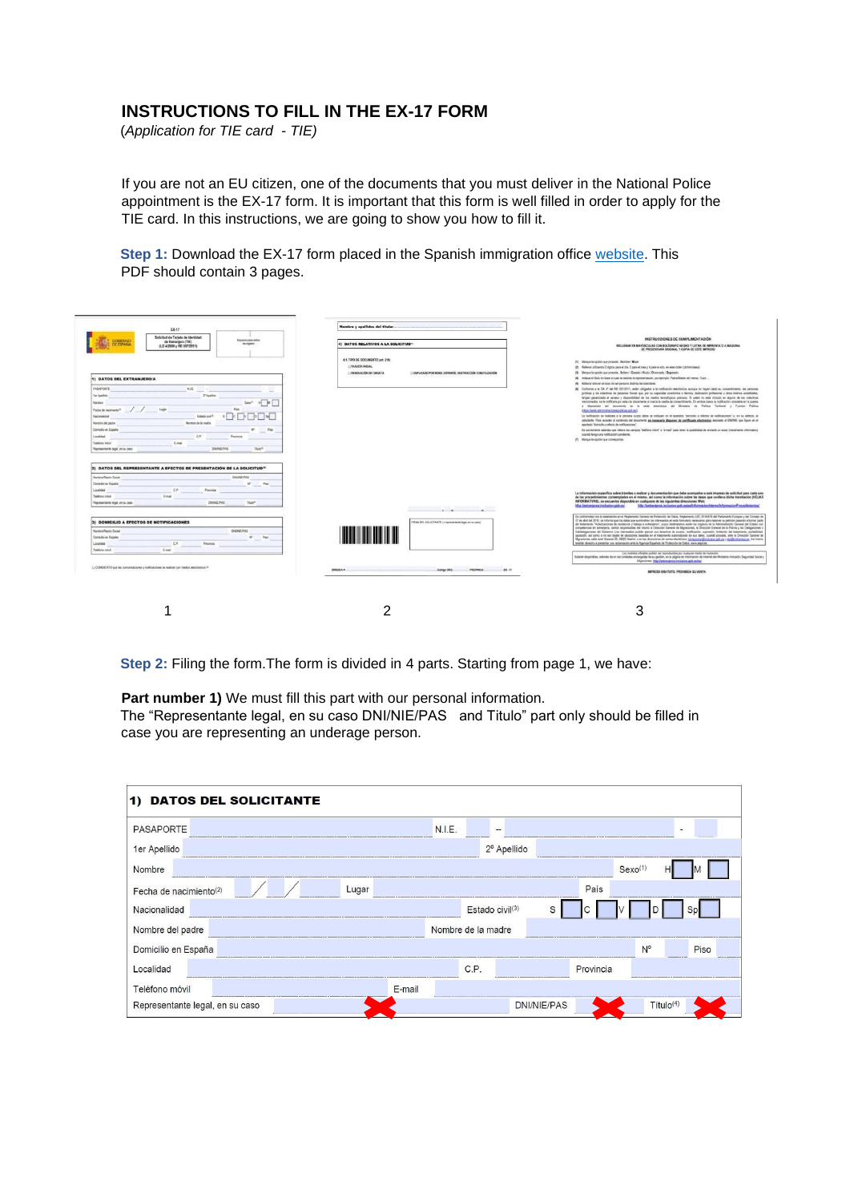# INSTRUCTIONS TO FILL IN THE EX-17 FORM

(*Application for TIE card - TIE)*

If you are not an EU citizen, one of the documents that you must deliver in the National Police appointment is the EX-17 form. It is important that this form is well filled in order to apply for the TIE card. In this instructions, we are going to show you how to fill it.

**Step 1:** Download the EX-17 form placed in the Spanish immigration office website. This PDF should contain 3 pages.

1 2 3

**Step 2:** Filing the form.The form is divided in 4 parts. Starting from page 1, we have:

**Part number 1)** We must fill this part with our personal information.
The "Representante legal, en su caso DNI/NIE/PAS and Titulo" part only should be filled in case you are representing an underage person.

**1) DATOS DEL SOLICITANTE**

| | | | | | |
|---|---|---|---|---|---|
| PASAPORTE | | N.I.E. | – | - | |
| 1er Apellido | | 2º Apellido | | | |
| Nombre | | | Sexo[1] | H | M |
| Fecha de nacimiento[2] | / / | Lugar | | País | |
| Nacionalidad | | Estado civil[3] | S C V D Sp | | |
| Nombre del padre | | Nombre de la madre | | | |
| Domicilio en España | | | Nº | Piso | |
| Localidad | | C.P. | | Provincia | |
| Teléfono móvil | | E-mail | | | |
| Representante legal, en su caso | | DNI/NIE/PAS | | Titulo[4] | |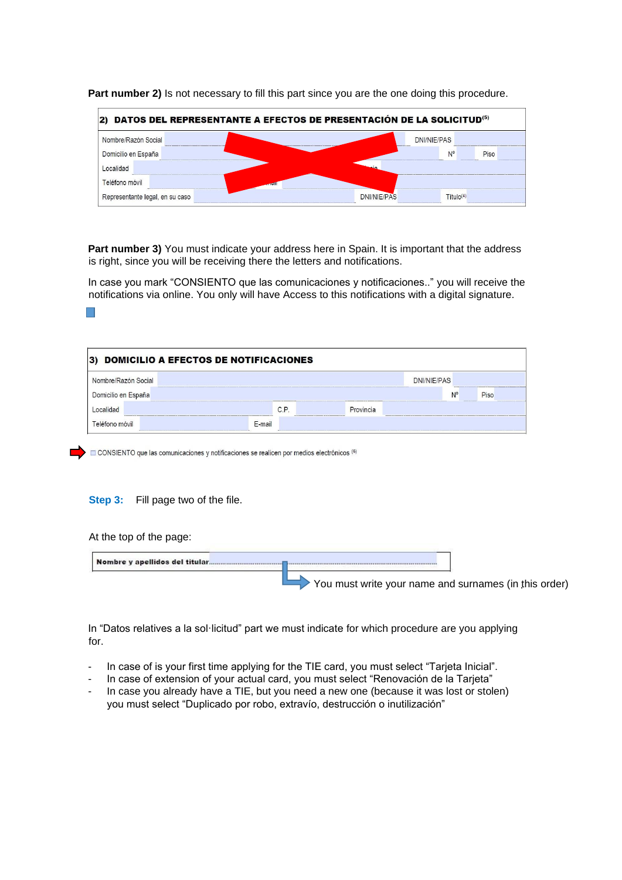**Part number 2)** Is not necessary to fill this part since you are the one doing this procedure.

| 2) DATOS DEL REPRESENTANTE A EFECTOS DE PRESENTACIÓN DE LA SOLICITUD[5] | | | | | |
|---|---|---|---|---|---|
| Nombre/Razón Social | | DNI/NIE/PAS | | | |
| Domicilio en España | | Nº | | Piso | |
| Localidad | | | | | |
| Teléfono móvil | | | | | |
| Representante legal, en su caso | | DNI/NIE/PAS | | Título[4] | |

**Part number 3)** You must indicate your address here in Spain. It is important that the address is right, since you will be receiving there the letters and notifications.

In case you mark "CONSIENTO que las comunicaciones y notificaciones.." you will receive the notifications via online. You only will have Access to this notifications with a digital signature.

| 3) DOMICILIO A EFECTOS DE NOTIFICACIONES | | | | | |
|---|---|---|---|---|---|
| Nombre/Razón Social | | | | DNI/NIE/PAS | |
| Domicilio en España | | | | Nº | Piso |
| Localidad | | C.P. | | Provincia | |
| Teléfono móvil | | E-mail | | | |

☐ CONSIENTO que las comunicaciones y notificaciones se realicen por medios electrónicos [6]

**Step 3:** Fill page two of the file.

At the top of the page:

| Nombre y apellidos del titular | |
|---|---|

You must write your name and surnames (in this order)

In "Datos relatives a la sol·licitud" part we must indicate for which procedure are you applying for.

- In case of is your first time applying for the TIE card, you must select "Tarjeta Inicial".
- In case of extension of your actual card, you must select "Renovación de la Tarjeta"
- In case you already have a TIE, but you need a new one (because it was lost or stolen) you must select "Duplicado por robo, extravío, destrucción o inutilización"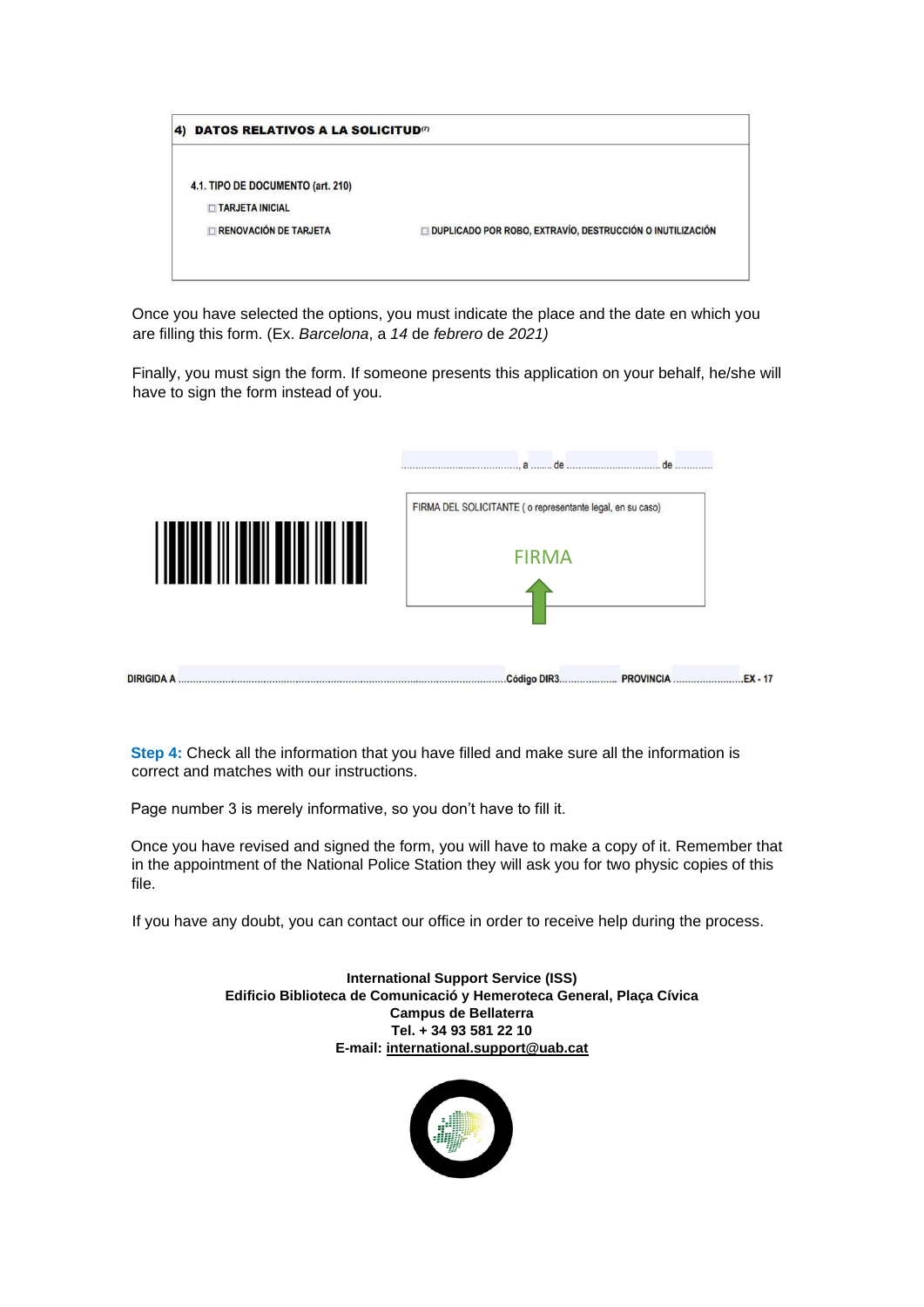**4) DATOS RELATIVOS A LA SOLICITUD**[7]

4.1. TIPO DE DOCUMENTO (art. 210)

☐ TARJETA INICIAL

☐ RENOVACIÓN DE TARJETA ☐ DUPLICADO POR ROBO, EXTRAVÍO, DESTRUCCIÓN O INUTILIZACIÓN

Once you have selected the options, you must indicate the place and the date en which you are filling this form. (Ex. *Barcelona*, a *14* de *febrero* de *2021)*

Finally, you must sign the form. If someone presents this application on your behalf, he/she will have to sign the form instead of you.

……………………………………, a ……. de …………………………… de …………

FIRMA DEL SOLICITANTE ( o representante legal, en su caso)

FIRMA

DIRIGIDA A ………………………………………………………………………………………………Código DIR3……………… PROVINCIA ……………………EX - 17

**Step 4:** Check all the information that you have filled and make sure all the information is correct and matches with our instructions.

Page number 3 is merely informative, so you don't have to fill it.

Once you have revised and signed the form, you will have to make a copy of it. Remember that in the appointment of the National Police Station they will ask you for two physic copies of this file.

If you have any doubt, you can contact our office in order to receive help during the process.

**International Support Service (ISS)**
**Edificio Biblioteca de Comunicació y Hemeroteca General, Plaça Cívica**
**Campus de Bellaterra**
**Tel. + 34 93 581 22 10**
**E-mail: international.support@uab.cat**